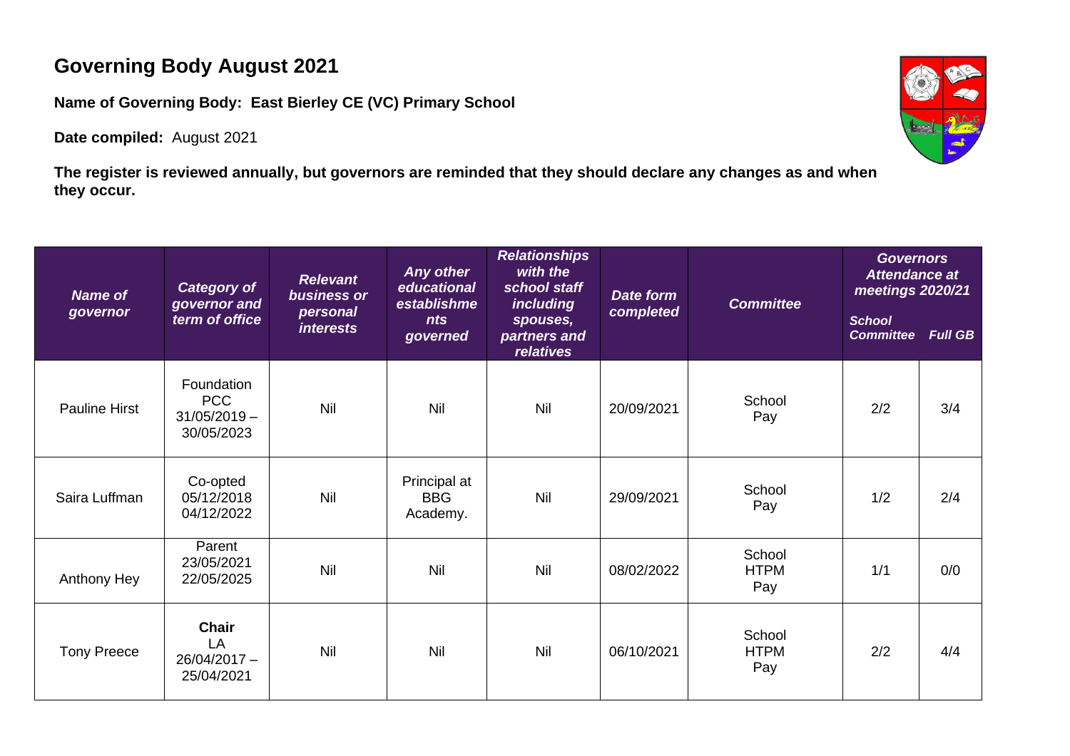# Governing Body August 2021

**Name of Governing Body: East Bierley CE (VC) Primary School**

**Date compiled:** August 2021

**The register is reviewed annually, but governors are reminded that they should declare any changes as and when they occur.**

| *Name of governor* | *Category of governor and term of office* | *Relevant business or personal interests* | *Any other educational establishments governed* | *Relationships with the school staff including spouses, partners and relatives* | *Date form completed* | *Committee* | *Governors Attendance at meetings 2020/21* | |
|---|---|---|---|---|---|---|---|---|
| | | | | | | | *School Committee* | *Full GB* |
| Pauline Hirst | Foundation PCC 31/05/2019 – 30/05/2023 | Nil | Nil | Nil | 20/09/2021 | School Pay | 2/2 | 3/4 |
| Saira Luffman | Co-opted 05/12/2018 04/12/2022 | Nil | Principal at BBG Academy. | Nil | 29/09/2021 | School Pay | 1/2 | 2/4 |
| Anthony Hey | Parent 23/05/2021 22/05/2025 | Nil | Nil | Nil | 08/02/2022 | School HTPM Pay | 1/1 | 0/0 |
| Tony Preece | **Chair** LA 26/04/2017 – 25/04/2021 | Nil | Nil | Nil | 06/10/2021 | School HTPM Pay | 2/2 | 4/4 |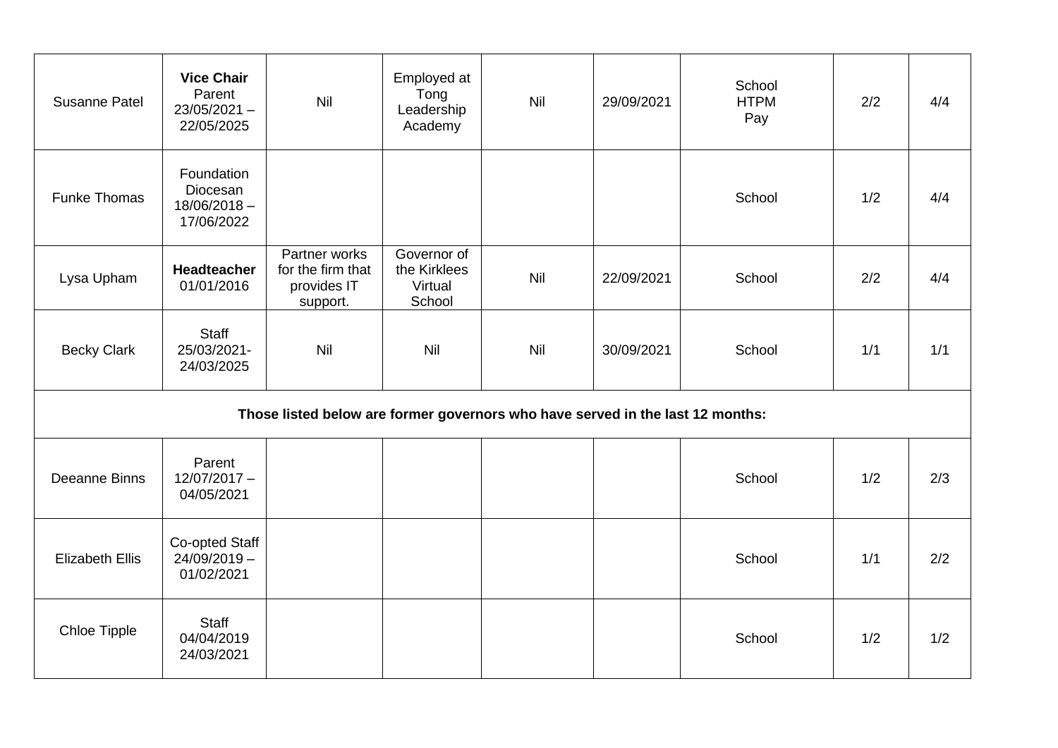| | | | | | | | | |
|---|---|---|---|---|---|---|---|---|
| Susanne Patel | **Vice Chair** Parent 23/05/2021 – 22/05/2025 | Nil | Employed at Tong Leadership Academy | Nil | 29/09/2021 | School HTPM Pay | 2/2 | 4/4 |
| Funke Thomas | Foundation Diocesan 18/06/2018 – 17/06/2022 | | | | | School | 1/2 | 4/4 |
| Lysa Upham | **Headteacher** 01/01/2016 | Partner works for the firm that provides IT support. | Governor of the Kirklees Virtual School | Nil | 22/09/2021 | School | 2/2 | 4/4 |
| Becky Clark | Staff 25/03/2021- 24/03/2025 | Nil | Nil | Nil | 30/09/2021 | School | 1/1 | 1/1 |
| **Those listed below are former governors who have served in the last 12 months:** | | | | | | | | |
| Deeanne Binns | Parent 12/07/2017 – 04/05/2021 | | | | | School | 1/2 | 2/3 |
| Elizabeth Ellis | Co-opted Staff 24/09/2019 – 01/02/2021 | | | | | School | 1/1 | 2/2 |
| Chloe Tipple | Staff 04/04/2019 24/03/2021 | | | | | School | 1/2 | 1/2 |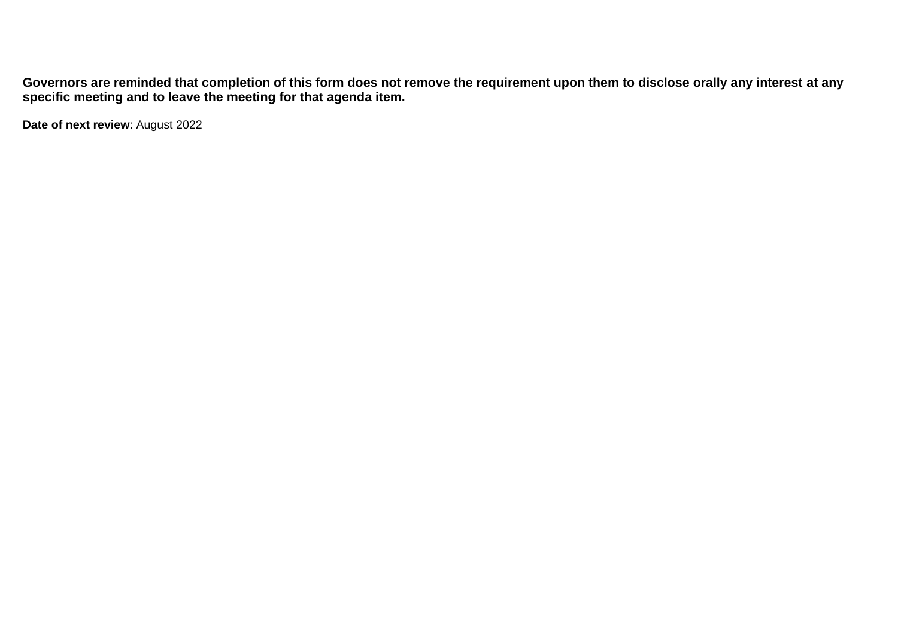**Governors are reminded that completion of this form does not remove the requirement upon them to disclose orally any interest at any specific meeting and to leave the meeting for that agenda item.**

**Date of next review**: August 2022